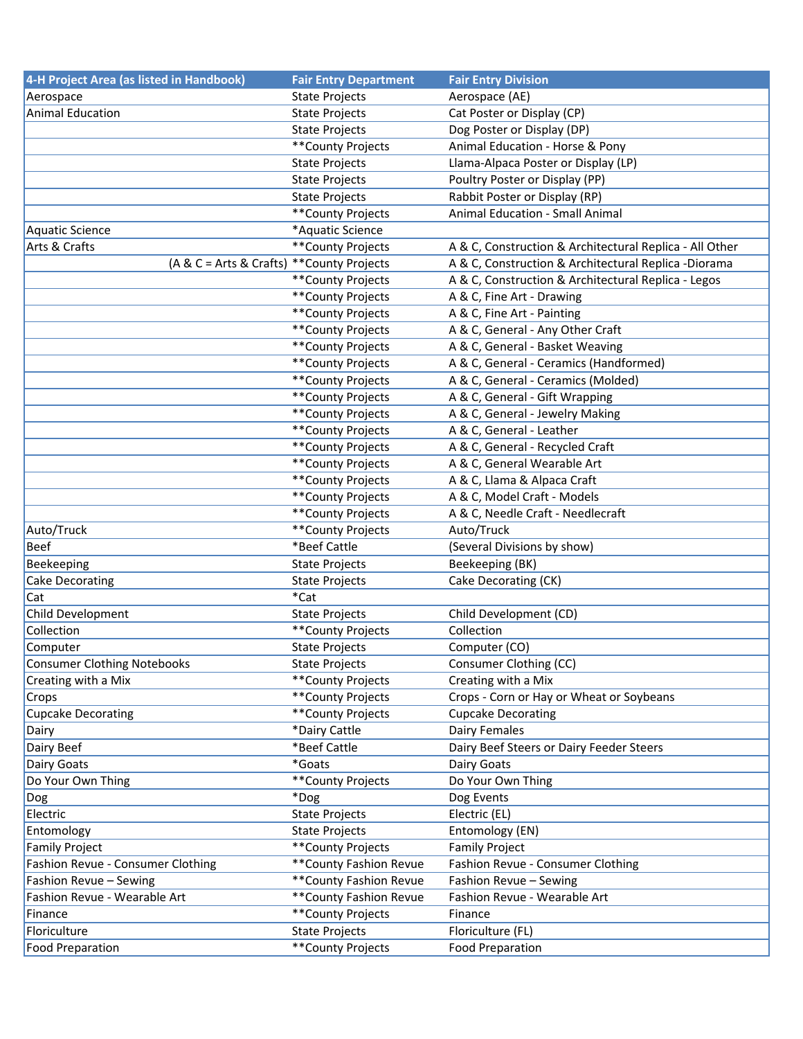| 4-H Project Area (as listed in Handbook) | Fair Entry Department | Fair Entry Division |
|---|---|---|
| Aerospace | State Projects | Aerospace (AE) |
| Animal Education | State Projects | Cat Poster or Display (CP) |
| | State Projects | Dog Poster or Display (DP) |
| | **County Projects | Animal Education - Horse & Pony |
| | State Projects | Llama-Alpaca Poster or Display (LP) |
| | State Projects | Poultry Poster or Display (PP) |
| | State Projects | Rabbit Poster or Display (RP) |
| | **County Projects | Animal Education - Small Animal |
| Aquatic Science | *Aquatic Science | |
| Arts & Crafts | **County Projects | A & C, Construction & Architectural Replica - All Other |
| (A & C = Arts & Crafts) | **County Projects | A & C, Construction & Architectural Replica -Diorama |
| | **County Projects | A & C, Construction & Architectural Replica - Legos |
| | **County Projects | A & C, Fine Art - Drawing |
| | **County Projects | A & C, Fine Art - Painting |
| | **County Projects | A & C, General - Any Other Craft |
| | **County Projects | A & C, General - Basket Weaving |
| | **County Projects | A & C, General - Ceramics (Handformed) |
| | **County Projects | A & C, General - Ceramics (Molded) |
| | **County Projects | A & C, General - Gift Wrapping |
| | **County Projects | A & C, General - Jewelry Making |
| | **County Projects | A & C, General - Leather |
| | **County Projects | A & C, General - Recycled Craft |
| | **County Projects | A & C, General Wearable Art |
| | **County Projects | A & C, Llama & Alpaca Craft |
| | **County Projects | A & C, Model Craft - Models |
| | **County Projects | A & C, Needle Craft - Needlecraft |
| Auto/Truck | **County Projects | Auto/Truck |
| Beef | *Beef Cattle | (Several Divisions by show) |
| Beekeeping | State Projects | Beekeeping (BK) |
| Cake Decorating | State Projects | Cake Decorating (CK) |
| Cat | *Cat | |
| Child Development | State Projects | Child Development (CD) |
| Collection | **County Projects | Collection |
| Computer | State Projects | Computer (CO) |
| Consumer Clothing Notebooks | State Projects | Consumer Clothing (CC) |
| Creating with a Mix | **County Projects | Creating with a Mix |
| Crops | **County Projects | Crops - Corn or Hay or Wheat or Soybeans |
| Cupcake Decorating | **County Projects | Cupcake Decorating |
| Dairy | *Dairy Cattle | Dairy Females |
| Dairy Beef | *Beef Cattle | Dairy Beef Steers or Dairy Feeder Steers |
| Dairy Goats | *Goats | Dairy Goats |
| Do Your Own Thing | **County Projects | Do Your Own Thing |
| Dog | *Dog | Dog Events |
| Electric | State Projects | Electric (EL) |
| Entomology | State Projects | Entomology (EN) |
| Family Project | **County Projects | Family Project |
| Fashion Revue - Consumer Clothing | **County Fashion Revue | Fashion Revue - Consumer Clothing |
| Fashion Revue – Sewing | **County Fashion Revue | Fashion Revue – Sewing |
| Fashion Revue - Wearable Art | **County Fashion Revue | Fashion Revue - Wearable Art |
| Finance | **County Projects | Finance |
| Floriculture | State Projects | Floriculture (FL) |
| Food Preparation | **County Projects | Food Preparation |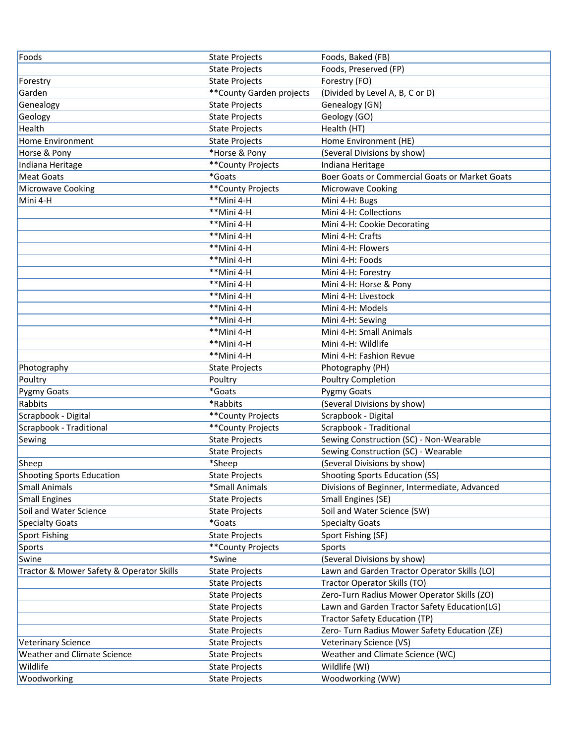| | | |
|---|---|---|
| Foods | State Projects | Foods, Baked (FB) |
| | State Projects | Foods, Preserved (FP) |
| Forestry | State Projects | Forestry (FO) |
| Garden | **County Garden projects | (Divided by Level A, B, C or D) |
| Genealogy | State Projects | Genealogy (GN) |
| Geology | State Projects | Geology (GO) |
| Health | State Projects | Health (HT) |
| Home Environment | State Projects | Home Environment (HE) |
| Horse & Pony | *Horse & Pony | (Several Divisions by show) |
| Indiana Heritage | **County Projects | Indiana Heritage |
| Meat Goats | *Goats | Boer Goats or Commercial Goats or Market Goats |
| Microwave Cooking | **County Projects | Microwave Cooking |
| Mini 4-H | **Mini 4-H | Mini 4-H: Bugs |
| | **Mini 4-H | Mini 4-H: Collections |
| | **Mini 4-H | Mini 4-H: Cookie Decorating |
| | **Mini 4-H | Mini 4-H: Crafts |
| | **Mini 4-H | Mini 4-H: Flowers |
| | **Mini 4-H | Mini 4-H: Foods |
| | **Mini 4-H | Mini 4-H: Forestry |
| | **Mini 4-H | Mini 4-H: Horse & Pony |
| | **Mini 4-H | Mini 4-H: Livestock |
| | **Mini 4-H | Mini 4-H: Models |
| | **Mini 4-H | Mini 4-H: Sewing |
| | **Mini 4-H | Mini 4-H: Small Animals |
| | **Mini 4-H | Mini 4-H: Wildlife |
| | **Mini 4-H | Mini 4-H: Fashion Revue |
| Photography | State Projects | Photography (PH) |
| Poultry | Poultry | Poultry Completion |
| Pygmy Goats | *Goats | Pygmy Goats |
| Rabbits | *Rabbits | (Several Divisions by show) |
| Scrapbook - Digital | **County Projects | Scrapbook - Digital |
| Scrapbook - Traditional | **County Projects | Scrapbook - Traditional |
| Sewing | State Projects | Sewing Construction (SC) - Non-Wearable |
| | State Projects | Sewing Construction (SC) - Wearable |
| Sheep | *Sheep | (Several Divisions by show) |
| Shooting Sports Education | State Projects | Shooting Sports Education (SS) |
| Small Animals | *Small Animals | Divisions of Beginner, Intermediate, Advanced |
| Small Engines | State Projects | Small Engines (SE) |
| Soil and Water Science | State Projects | Soil and Water Science (SW) |
| Specialty Goats | *Goats | Specialty Goats |
| Sport Fishing | State Projects | Sport Fishing (SF) |
| Sports | **County Projects | Sports |
| Swine | *Swine | (Several Divisions by show) |
| Tractor & Mower Safety & Operator Skills | State Projects | Lawn and Garden Tractor Operator Skills (LO) |
| | State Projects | Tractor Operator Skills (TO) |
| | State Projects | Zero-Turn Radius Mower Operator Skills (ZO) |
| | State Projects | Lawn and Garden Tractor Safety Education(LG) |
| | State Projects | Tractor Safety Education (TP) |
| | State Projects | Zero- Turn Radius Mower Safety Education (ZE) |
| Veterinary Science | State Projects | Veterinary Science (VS) |
| Weather and Climate Science | State Projects | Weather and Climate Science (WC) |
| Wildlife | State Projects | Wildlife (WI) |
| Woodworking | State Projects | Woodworking (WW) |